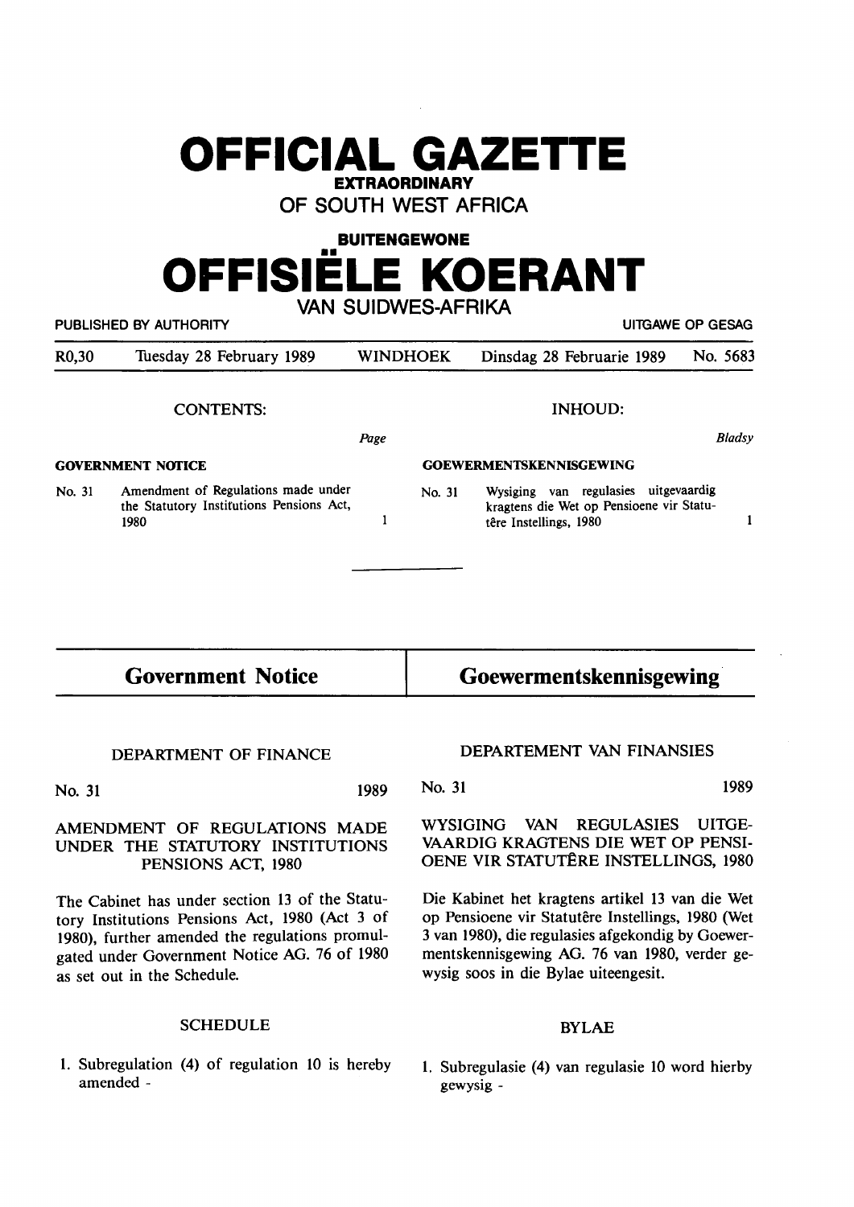# OFFICIAL GAZETTE

**EXTRAORDINARY**

**OF SOUTH WEST AFRICA**

**BUITENGEWONE**

# OFFISIËLE KOERANT

**VAN SUIDWES-AFRIKA**

PUBLISHED BY AUTHORITY — UITGAWE OP GESAG

R0,30 | Tuesday 28 February 1989 | WINDHOEK | Dinsdag 28 Februarie 1989 | No. 5683

**CONTENTS:**

| | | Page |
|---|---|---|
| **GOVERNMENT NOTICE** | | |
| No. 31 | Amendment of Regulations made under the Statutory Institutions Pensions Act, 1980 | 1 |

**INHOUD:**

| | | Bladsy |
|---|---|---|
| **GOEWERMENTSKENNISGEWING** | | |
| No. 31 | Wysiging van regulasies uitgevaardig kragtens die Wet op Pensioene vir Statutêre Instellings, 1980 | 1 |

## Government Notice

DEPARTMENT OF FINANCE

No. 31 — 1989

AMENDMENT OF REGULATIONS MADE UNDER THE STATUTORY INSTITUTIONS PENSIONS ACT, 1980

The Cabinet has under section 13 of the Statutory Institutions Pensions Act, 1980 (Act 3 of 1980), further amended the regulations promulgated under Government Notice AG. 76 of 1980 as set out in the Schedule.

SCHEDULE

1. Subregulation (4) of regulation 10 is hereby amended -

## Goewermentskennisgewing

DEPARTEMENT VAN FINANSIES

No. 31 — 1989

WYSIGING VAN REGULASIES UITGEVAARDIG KRAGTENS DIE WET OP PENSIOENE VIR STATUTÊRE INSTELLINGS, 1980

Die Kabinet het kragtens artikel 13 van die Wet op Pensioene vir Statutêre Instellings, 1980 (Wet 3 van 1980), die regulasies afgekondig by Goewermentskennisgewing AG. 76 van 1980, verder gewysig soos in die Bylae uiteengesit.

BYLAE

1. Subregulasie (4) van regulasie 10 word hierby gewysig -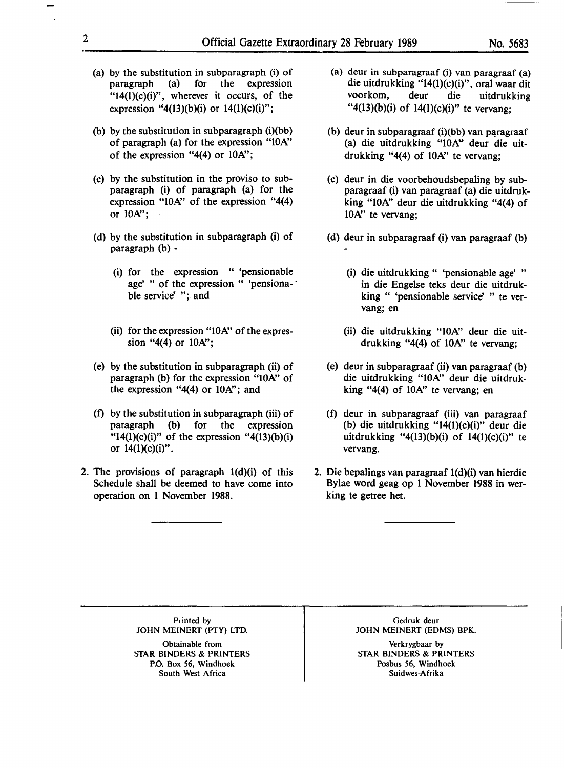(a) by the substitution in subparagraph (i) of paragraph (a) for the expression "14(1)(c)(i)", wherever it occurs, of the expression "4(13)(b)(i) or 14(1)(c)(i)";

(b) by the substitution in subparagraph (i)(bb) of paragraph (a) for the expression "10A" of the expression "4(4) or 10A";

(c) by the substitution in the proviso to subparagraph (i) of paragraph (a) for the expression "10A" of the expression "4(4) or 10A";

(d) by the substitution in subparagraph (i) of paragraph (b) -

(i) for the expression " 'pensionable age' " of the expression " 'pensionable service' "; and

(ii) for the expression "10A" of the expression "4(4) or 10A";

(e) by the substitution in subparagraph (ii) of paragraph (b) for the expression "10A" of the expression "4(4) or 10A"; and

(f) by the substitution in subparagraph (iii) of paragraph (b) for the expression "14(1)(c)(i)" of the expression "4(13)(b)(i) or 14(1)(c)(i)".

2. The provisions of paragraph 1(d)(i) of this Schedule shall be deemed to have come into operation on 1 November 1988.

(a) deur in subparagraaf (i) van paragraaf (a) die uitdrukking "14(1)(c)(i)", oral waar dit voorkom, deur die uitdrukking "4(13)(b)(i) of 14(1)(c)(i)" te vervang;

(b) deur in subparagraaf (i)(bb) van paragraaf (a) die uitdrukking "10A" deur die uitdrukking "4(4) of 10A" te vervang;

(c) deur in die voorbehoudsbepaling by subparagraaf (i) van paragraaf (a) die uitdrukking "10A" deur die uitdrukking "4(4) of 10A" te vervang;

(d) deur in subparagraaf (i) van paragraaf (b) -

(i) die uitdrukking " 'pensionable age' " in die Engelse teks deur die uitdrukking " 'pensionable service' " te vervang; en

(ii) die uitdrukking "10A" deur die uitdrukking "4(4) of 10A" te vervang;

(e) deur in subparagraaf (ii) van paragraaf (b) die uitdrukking "10A" deur die uitdrukking "4(4) of 10A" te vervang; en

(f) deur in subparagraaf (iii) van paragraaf (b) die uitdrukking "14(1)(c)(i)" deur die uitdrukking "4(13)(b)(i) of 14(1)(c)(i)" te vervang.

2. Die bepalings van paragraaf 1(d)(i) van hierdie Bylae word geag op 1 November 1988 in werking te getree het.

---

Printed by
JOHN MEINERT (PTY) LTD.

Obtainable from
STAR BINDERS & PRINTERS
P.O. Box 56, Windhoek
South West Africa

Gedruk deur
JOHN MEINERT (EDMS) BPK.

Verkrygbaar by
STAR BINDERS & PRINTERS
Posbus 56, Windhoek
Suidwes-Afrika